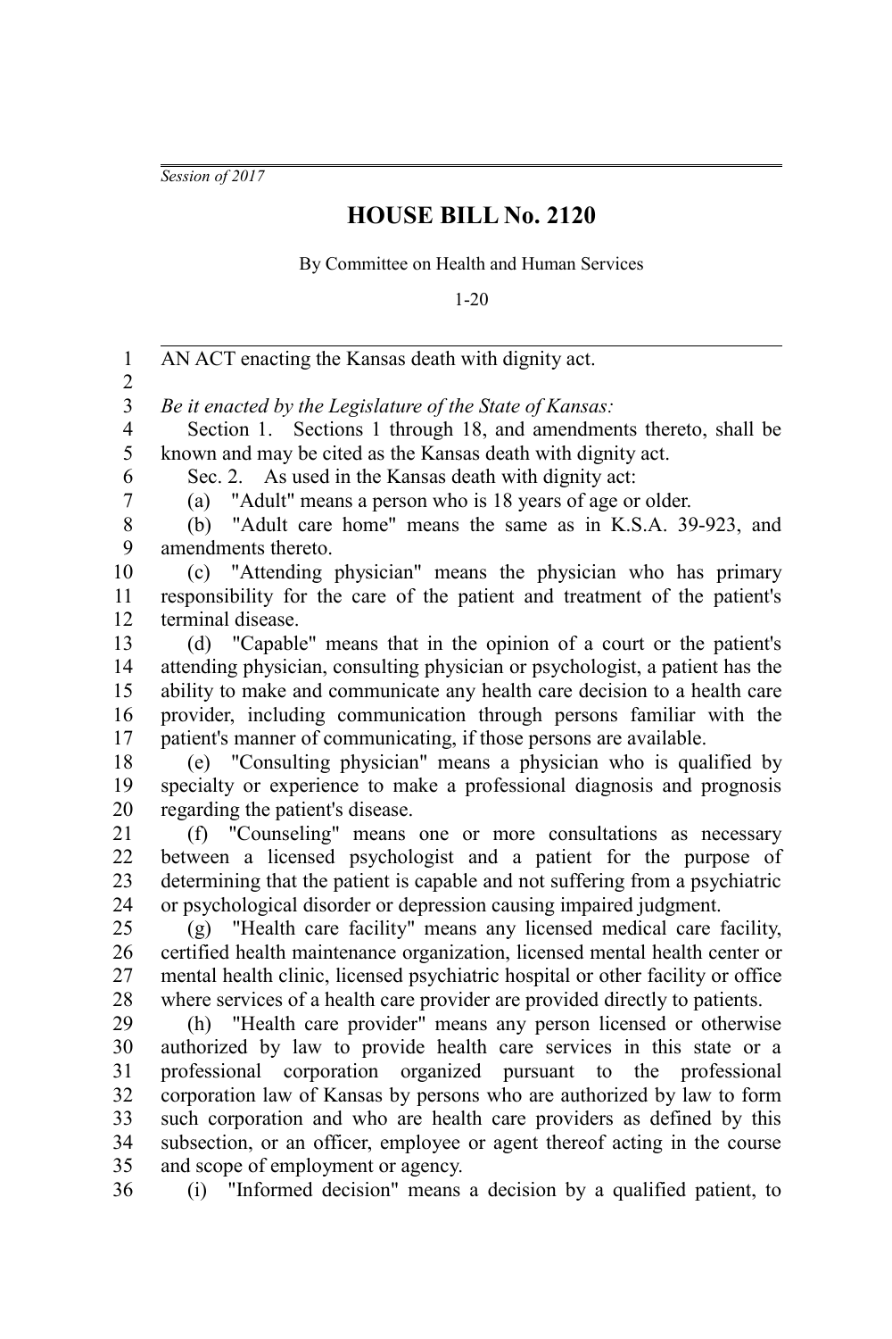*Session of 2017*

# HOUSE BILL No. 2120

By Committee on Health and Human Services

1-20

AN ACT enacting the Kansas death with dignity act.

*Be it enacted by the Legislature of the State of Kansas:*

Section 1. Sections 1 through 18, and amendments thereto, shall be known and may be cited as the Kansas death with dignity act.

Sec. 2. As used in the Kansas death with dignity act:

(a) "Adult" means a person who is 18 years of age or older.

(b) "Adult care home" means the same as in K.S.A. 39-923, and amendments thereto.

(c) "Attending physician" means the physician who has primary responsibility for the care of the patient and treatment of the patient's terminal disease.

(d) "Capable" means that in the opinion of a court or the patient's attending physician, consulting physician or psychologist, a patient has the ability to make and communicate any health care decision to a health care provider, including communication through persons familiar with the patient's manner of communicating, if those persons are available.

(e) "Consulting physician" means a physician who is qualified by specialty or experience to make a professional diagnosis and prognosis regarding the patient's disease.

(f) "Counseling" means one or more consultations as necessary between a licensed psychologist and a patient for the purpose of determining that the patient is capable and not suffering from a psychiatric or psychological disorder or depression causing impaired judgment.

(g) "Health care facility" means any licensed medical care facility, certified health maintenance organization, licensed mental health center or mental health clinic, licensed psychiatric hospital or other facility or office where services of a health care provider are provided directly to patients.

(h) "Health care provider" means any person licensed or otherwise authorized by law to provide health care services in this state or a professional corporation organized pursuant to the professional corporation law of Kansas by persons who are authorized by law to form such corporation and who are health care providers as defined by this subsection, or an officer, employee or agent thereof acting in the course and scope of employment or agency.

(i) "Informed decision" means a decision by a qualified patient, to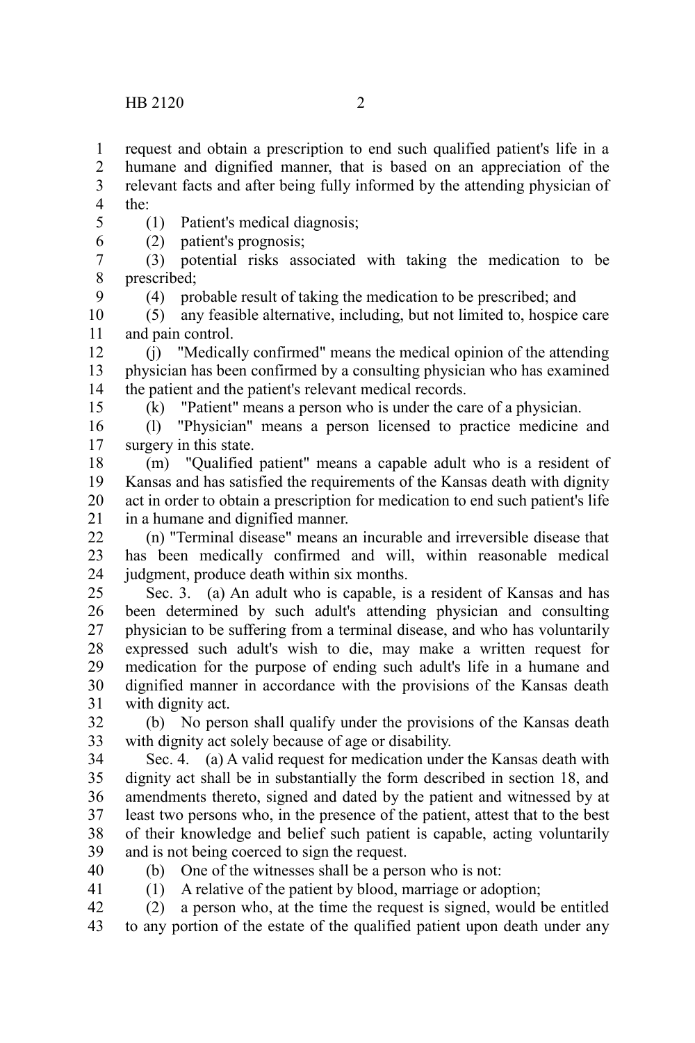request and obtain a prescription to end such qualified patient's life in a humane and dignified manner, that is based on an appreciation of the relevant facts and after being fully informed by the attending physician of the:

(1) Patient's medical diagnosis;

(2) patient's prognosis;

(3) potential risks associated with taking the medication to be prescribed;

(4) probable result of taking the medication to be prescribed; and

(5) any feasible alternative, including, but not limited to, hospice care and pain control.

(j) "Medically confirmed" means the medical opinion of the attending physician has been confirmed by a consulting physician who has examined the patient and the patient's relevant medical records.

(k) "Patient" means a person who is under the care of a physician.

(l) "Physician" means a person licensed to practice medicine and surgery in this state.

(m) "Qualified patient" means a capable adult who is a resident of Kansas and has satisfied the requirements of the Kansas death with dignity act in order to obtain a prescription for medication to end such patient's life in a humane and dignified manner.

(n) "Terminal disease" means an incurable and irreversible disease that has been medically confirmed and will, within reasonable medical judgment, produce death within six months.

Sec. 3. (a) An adult who is capable, is a resident of Kansas and has been determined by such adult's attending physician and consulting physician to be suffering from a terminal disease, and who has voluntarily expressed such adult's wish to die, may make a written request for medication for the purpose of ending such adult's life in a humane and dignified manner in accordance with the provisions of the Kansas death with dignity act.

(b) No person shall qualify under the provisions of the Kansas death with dignity act solely because of age or disability.

Sec. 4. (a) A valid request for medication under the Kansas death with dignity act shall be in substantially the form described in section 18, and amendments thereto, signed and dated by the patient and witnessed by at least two persons who, in the presence of the patient, attest that to the best of their knowledge and belief such patient is capable, acting voluntarily and is not being coerced to sign the request.

(b) One of the witnesses shall be a person who is not:

(1) A relative of the patient by blood, marriage or adoption;

(2) a person who, at the time the request is signed, would be entitled to any portion of the estate of the qualified patient upon death under any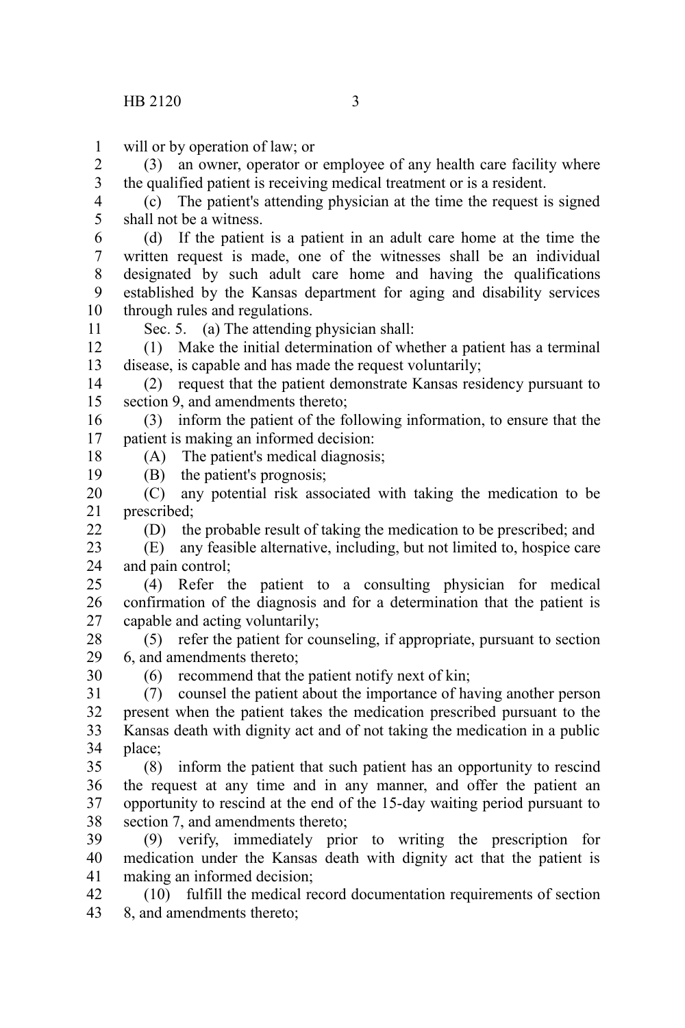will or by operation of law; or

(3) an owner, operator or employee of any health care facility where the qualified patient is receiving medical treatment or is a resident.

(c) The patient's attending physician at the time the request is signed shall not be a witness.

(d) If the patient is a patient in an adult care home at the time the written request is made, one of the witnesses shall be an individual designated by such adult care home and having the qualifications established by the Kansas department for aging and disability services through rules and regulations.

Sec. 5. (a) The attending physician shall:

(1) Make the initial determination of whether a patient has a terminal disease, is capable and has made the request voluntarily;

(2) request that the patient demonstrate Kansas residency pursuant to section 9, and amendments thereto;

(3) inform the patient of the following information, to ensure that the patient is making an informed decision:

(A) The patient's medical diagnosis;

(B) the patient's prognosis;

(C) any potential risk associated with taking the medication to be prescribed;

(D) the probable result of taking the medication to be prescribed; and

(E) any feasible alternative, including, but not limited to, hospice care and pain control;

(4) Refer the patient to a consulting physician for medical confirmation of the diagnosis and for a determination that the patient is capable and acting voluntarily;

(5) refer the patient for counseling, if appropriate, pursuant to section 6, and amendments thereto;

(6) recommend that the patient notify next of kin;

(7) counsel the patient about the importance of having another person present when the patient takes the medication prescribed pursuant to the Kansas death with dignity act and of not taking the medication in a public place;

(8) inform the patient that such patient has an opportunity to rescind the request at any time and in any manner, and offer the patient an opportunity to rescind at the end of the 15-day waiting period pursuant to section 7, and amendments thereto;

(9) verify, immediately prior to writing the prescription for medication under the Kansas death with dignity act that the patient is making an informed decision;

(10) fulfill the medical record documentation requirements of section 8, and amendments thereto;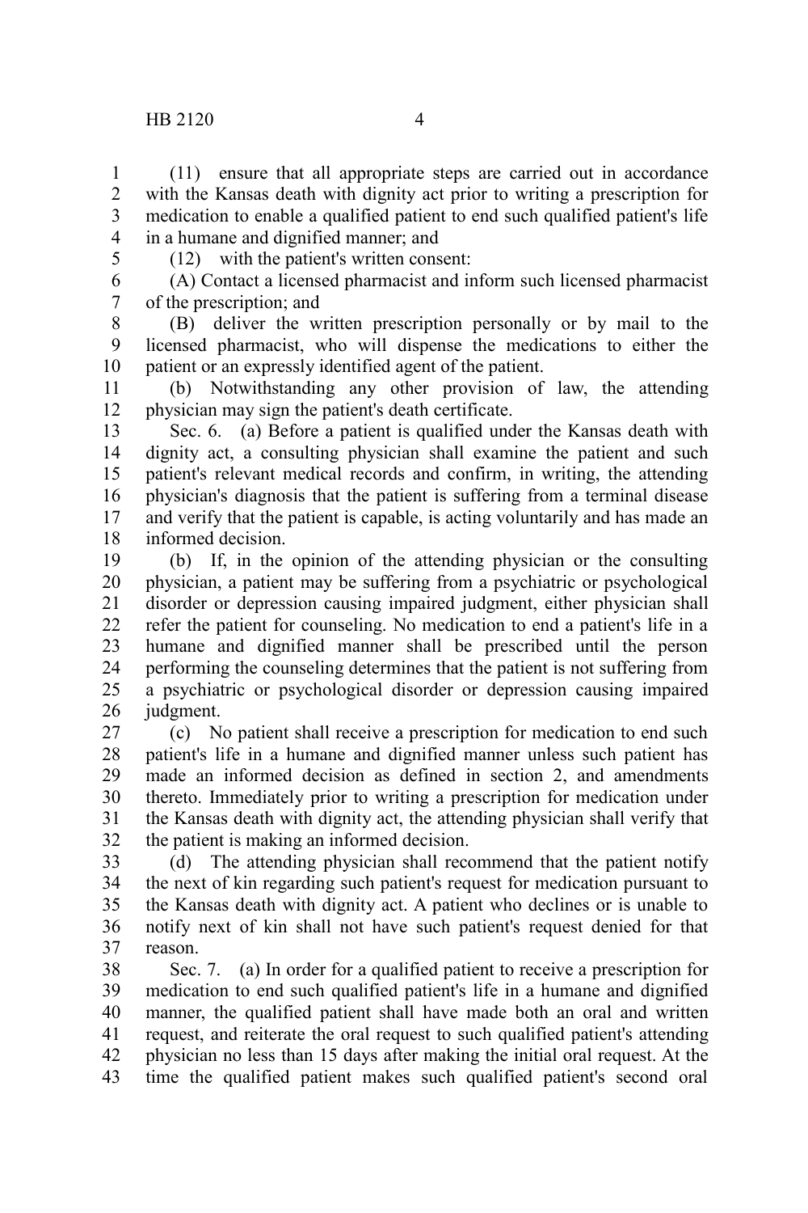(11) ensure that all appropriate steps are carried out in accordance with the Kansas death with dignity act prior to writing a prescription for medication to enable a qualified patient to end such qualified patient's life in a humane and dignified manner; and

(12) with the patient's written consent:

(A) Contact a licensed pharmacist and inform such licensed pharmacist of the prescription; and

(B) deliver the written prescription personally or by mail to the licensed pharmacist, who will dispense the medications to either the patient or an expressly identified agent of the patient.

(b) Notwithstanding any other provision of law, the attending physician may sign the patient's death certificate.

Sec. 6. (a) Before a patient is qualified under the Kansas death with dignity act, a consulting physician shall examine the patient and such patient's relevant medical records and confirm, in writing, the attending physician's diagnosis that the patient is suffering from a terminal disease and verify that the patient is capable, is acting voluntarily and has made an informed decision.

(b) If, in the opinion of the attending physician or the consulting physician, a patient may be suffering from a psychiatric or psychological disorder or depression causing impaired judgment, either physician shall refer the patient for counseling. No medication to end a patient's life in a humane and dignified manner shall be prescribed until the person performing the counseling determines that the patient is not suffering from a psychiatric or psychological disorder or depression causing impaired judgment.

(c) No patient shall receive a prescription for medication to end such patient's life in a humane and dignified manner unless such patient has made an informed decision as defined in section 2, and amendments thereto. Immediately prior to writing a prescription for medication under the Kansas death with dignity act, the attending physician shall verify that the patient is making an informed decision.

(d) The attending physician shall recommend that the patient notify the next of kin regarding such patient's request for medication pursuant to the Kansas death with dignity act. A patient who declines or is unable to notify next of kin shall not have such patient's request denied for that reason.

Sec. 7. (a) In order for a qualified patient to receive a prescription for medication to end such qualified patient's life in a humane and dignified manner, the qualified patient shall have made both an oral and written request, and reiterate the oral request to such qualified patient's attending physician no less than 15 days after making the initial oral request. At the time the qualified patient makes such qualified patient's second oral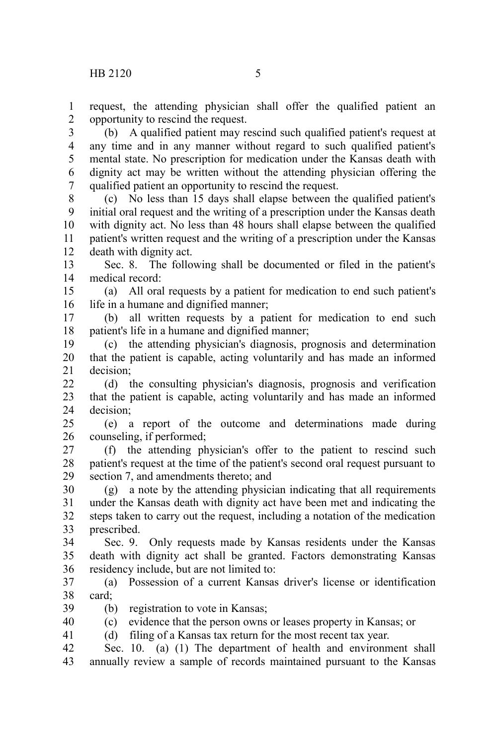request, the attending physician shall offer the qualified patient an opportunity to rescind the request.

(b) A qualified patient may rescind such qualified patient's request at any time and in any manner without regard to such qualified patient's mental state. No prescription for medication under the Kansas death with dignity act may be written without the attending physician offering the qualified patient an opportunity to rescind the request.

(c) No less than 15 days shall elapse between the qualified patient's initial oral request and the writing of a prescription under the Kansas death with dignity act. No less than 48 hours shall elapse between the qualified patient's written request and the writing of a prescription under the Kansas death with dignity act.

Sec. 8. The following shall be documented or filed in the patient's medical record:

(a) All oral requests by a patient for medication to end such patient's life in a humane and dignified manner;

(b) all written requests by a patient for medication to end such patient's life in a humane and dignified manner;

(c) the attending physician's diagnosis, prognosis and determination that the patient is capable, acting voluntarily and has made an informed decision;

(d) the consulting physician's diagnosis, prognosis and verification that the patient is capable, acting voluntarily and has made an informed decision;

(e) a report of the outcome and determinations made during counseling, if performed;

(f) the attending physician's offer to the patient to rescind such patient's request at the time of the patient's second oral request pursuant to section 7, and amendments thereto; and

(g) a note by the attending physician indicating that all requirements under the Kansas death with dignity act have been met and indicating the steps taken to carry out the request, including a notation of the medication prescribed.

Sec. 9. Only requests made by Kansas residents under the Kansas death with dignity act shall be granted. Factors demonstrating Kansas residency include, but are not limited to:

(a) Possession of a current Kansas driver's license or identification card;

(b) registration to vote in Kansas;

(c) evidence that the person owns or leases property in Kansas; or

(d) filing of a Kansas tax return for the most recent tax year.

Sec. 10. (a) (1) The department of health and environment shall annually review a sample of records maintained pursuant to the Kansas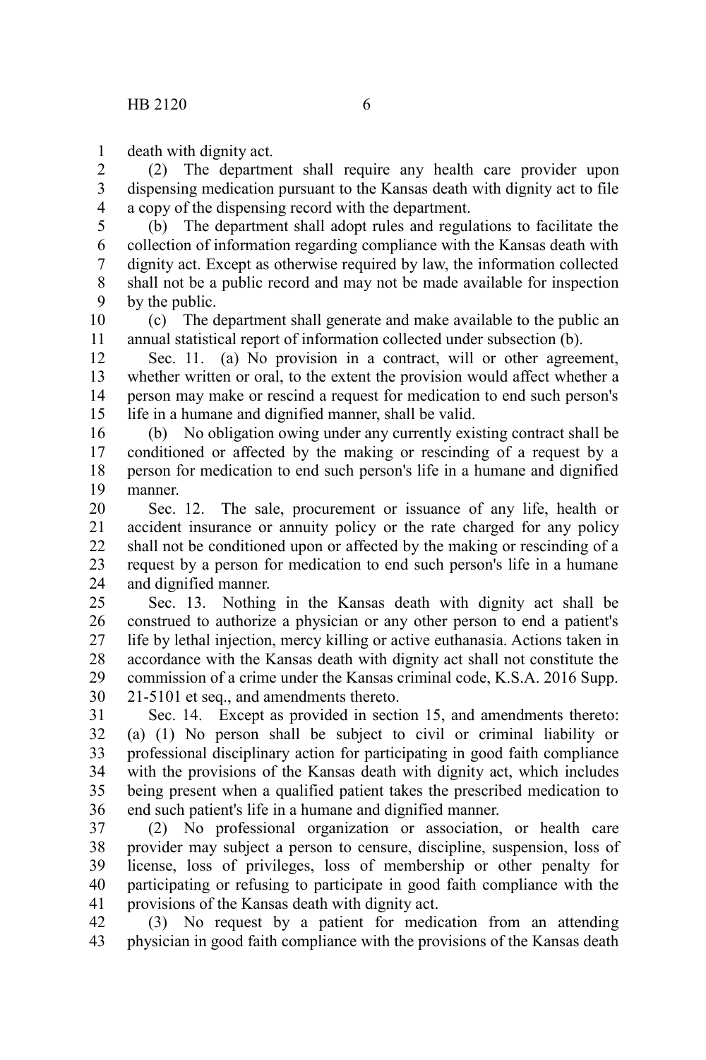death with dignity act.

(2) The department shall require any health care provider upon dispensing medication pursuant to the Kansas death with dignity act to file a copy of the dispensing record with the department.

(b) The department shall adopt rules and regulations to facilitate the collection of information regarding compliance with the Kansas death with dignity act. Except as otherwise required by law, the information collected shall not be a public record and may not be made available for inspection by the public.

(c) The department shall generate and make available to the public an annual statistical report of information collected under subsection (b).

Sec. 11. (a) No provision in a contract, will or other agreement, whether written or oral, to the extent the provision would affect whether a person may make or rescind a request for medication to end such person's life in a humane and dignified manner, shall be valid.

(b) No obligation owing under any currently existing contract shall be conditioned or affected by the making or rescinding of a request by a person for medication to end such person's life in a humane and dignified manner.

Sec. 12. The sale, procurement or issuance of any life, health or accident insurance or annuity policy or the rate charged for any policy shall not be conditioned upon or affected by the making or rescinding of a request by a person for medication to end such person's life in a humane and dignified manner.

Sec. 13. Nothing in the Kansas death with dignity act shall be construed to authorize a physician or any other person to end a patient's life by lethal injection, mercy killing or active euthanasia. Actions taken in accordance with the Kansas death with dignity act shall not constitute the commission of a crime under the Kansas criminal code, K.S.A. 2016 Supp. 21-5101 et seq., and amendments thereto.

Sec. 14. Except as provided in section 15, and amendments thereto: (a) (1) No person shall be subject to civil or criminal liability or professional disciplinary action for participating in good faith compliance with the provisions of the Kansas death with dignity act, which includes being present when a qualified patient takes the prescribed medication to end such patient's life in a humane and dignified manner.

(2) No professional organization or association, or health care provider may subject a person to censure, discipline, suspension, loss of license, loss of privileges, loss of membership or other penalty for participating or refusing to participate in good faith compliance with the provisions of the Kansas death with dignity act.

(3) No request by a patient for medication from an attending physician in good faith compliance with the provisions of the Kansas death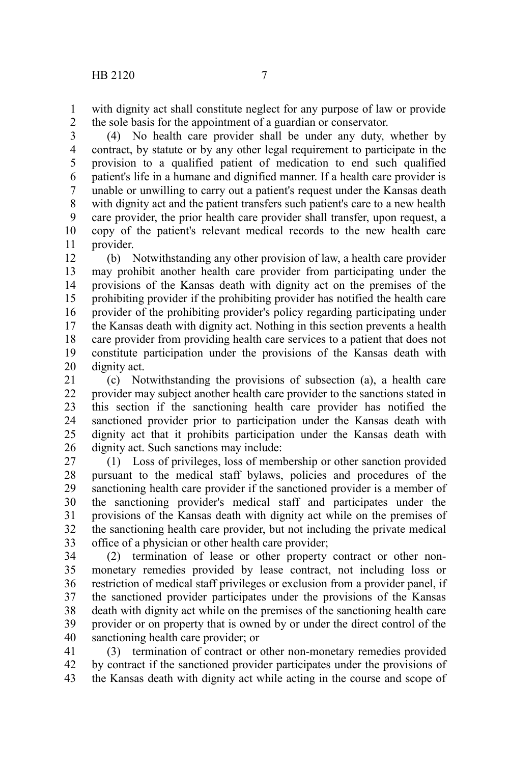with dignity act shall constitute neglect for any purpose of law or provide the sole basis for the appointment of a guardian or conservator.

(4) No health care provider shall be under any duty, whether by contract, by statute or by any other legal requirement to participate in the provision to a qualified patient of medication to end such qualified patient's life in a humane and dignified manner. If a health care provider is unable or unwilling to carry out a patient's request under the Kansas death with dignity act and the patient transfers such patient's care to a new health care provider, the prior health care provider shall transfer, upon request, a copy of the patient's relevant medical records to the new health care provider.

(b) Notwithstanding any other provision of law, a health care provider may prohibit another health care provider from participating under the provisions of the Kansas death with dignity act on the premises of the prohibiting provider if the prohibiting provider has notified the health care provider of the prohibiting provider's policy regarding participating under the Kansas death with dignity act. Nothing in this section prevents a health care provider from providing health care services to a patient that does not constitute participation under the provisions of the Kansas death with dignity act.

(c) Notwithstanding the provisions of subsection (a), a health care provider may subject another health care provider to the sanctions stated in this section if the sanctioning health care provider has notified the sanctioned provider prior to participation under the Kansas death with dignity act that it prohibits participation under the Kansas death with dignity act. Such sanctions may include:

(1) Loss of privileges, loss of membership or other sanction provided pursuant to the medical staff bylaws, policies and procedures of the sanctioning health care provider if the sanctioned provider is a member of the sanctioning provider's medical staff and participates under the provisions of the Kansas death with dignity act while on the premises of the sanctioning health care provider, but not including the private medical office of a physician or other health care provider;

(2) termination of lease or other property contract or other non-monetary remedies provided by lease contract, not including loss or restriction of medical staff privileges or exclusion from a provider panel, if the sanctioned provider participates under the provisions of the Kansas death with dignity act while on the premises of the sanctioning health care provider or on property that is owned by or under the direct control of the sanctioning health care provider; or

(3) termination of contract or other non-monetary remedies provided by contract if the sanctioned provider participates under the provisions of the Kansas death with dignity act while acting in the course and scope of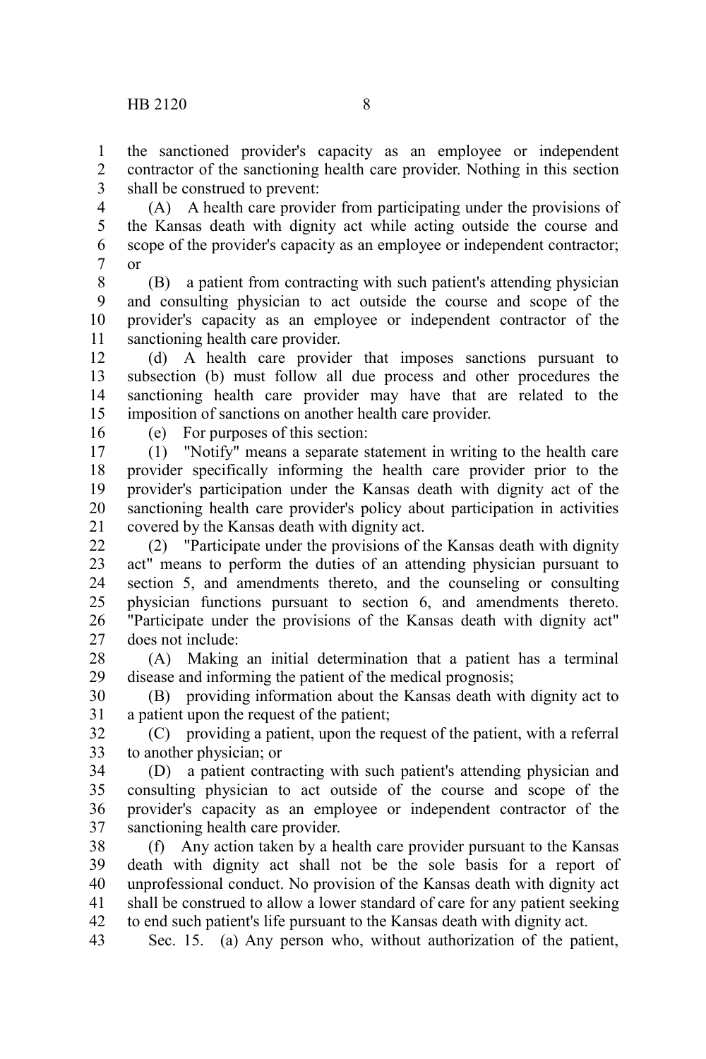the sanctioned provider's capacity as an employee or independent contractor of the sanctioning health care provider. Nothing in this section shall be construed to prevent:

(A) A health care provider from participating under the provisions of the Kansas death with dignity act while acting outside the course and scope of the provider's capacity as an employee or independent contractor; or

(B) a patient from contracting with such patient's attending physician and consulting physician to act outside the course and scope of the provider's capacity as an employee or independent contractor of the sanctioning health care provider.

(d) A health care provider that imposes sanctions pursuant to subsection (b) must follow all due process and other procedures the sanctioning health care provider may have that are related to the imposition of sanctions on another health care provider.

(e) For purposes of this section:

(1) "Notify" means a separate statement in writing to the health care provider specifically informing the health care provider prior to the provider's participation under the Kansas death with dignity act of the sanctioning health care provider's policy about participation in activities covered by the Kansas death with dignity act.

(2) "Participate under the provisions of the Kansas death with dignity act" means to perform the duties of an attending physician pursuant to section 5, and amendments thereto, and the counseling or consulting physician functions pursuant to section 6, and amendments thereto. "Participate under the provisions of the Kansas death with dignity act" does not include:

(A) Making an initial determination that a patient has a terminal disease and informing the patient of the medical prognosis;

(B) providing information about the Kansas death with dignity act to a patient upon the request of the patient;

(C) providing a patient, upon the request of the patient, with a referral to another physician; or

(D) a patient contracting with such patient's attending physician and consulting physician to act outside of the course and scope of the provider's capacity as an employee or independent contractor of the sanctioning health care provider.

(f) Any action taken by a health care provider pursuant to the Kansas death with dignity act shall not be the sole basis for a report of unprofessional conduct. No provision of the Kansas death with dignity act shall be construed to allow a lower standard of care for any patient seeking to end such patient's life pursuant to the Kansas death with dignity act.

Sec. 15. (a) Any person who, without authorization of the patient,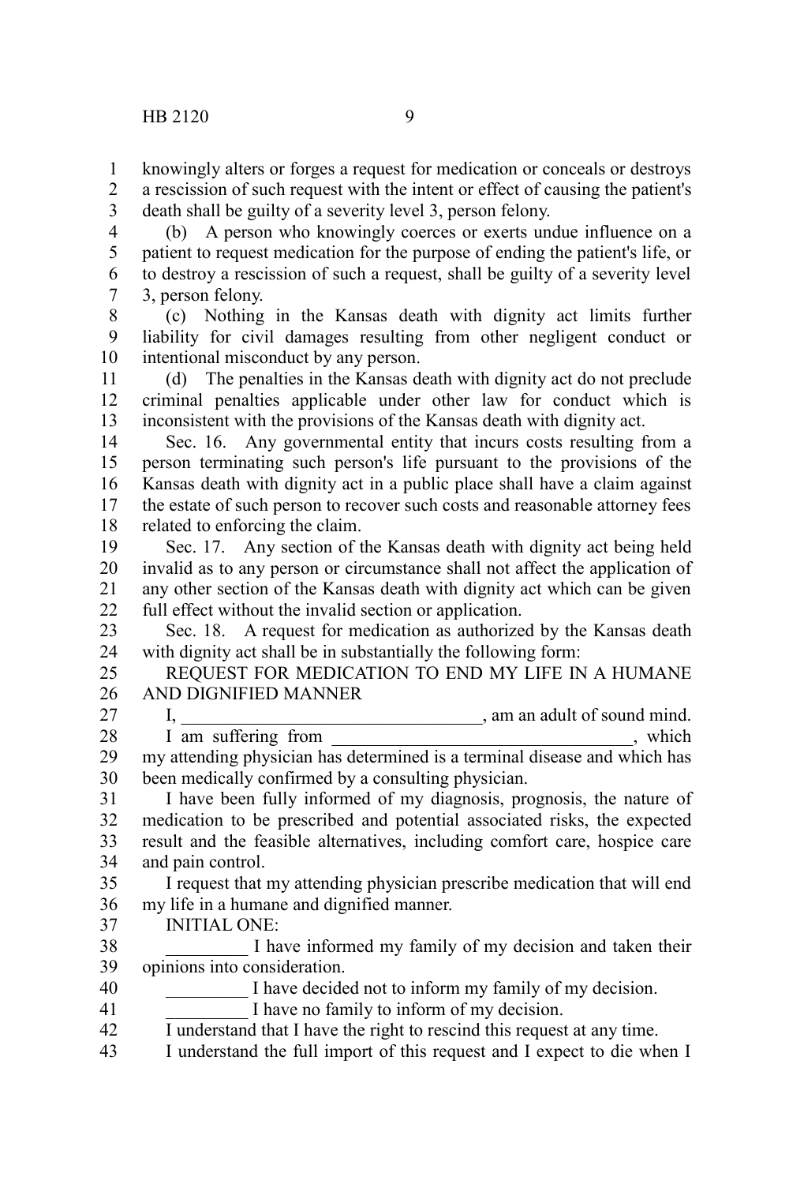knowingly alters or forges a request for medication or conceals or destroys a rescission of such request with the intent or effect of causing the patient's death shall be guilty of a severity level 3, person felony.

(b) A person who knowingly coerces or exerts undue influence on a patient to request medication for the purpose of ending the patient's life, or to destroy a rescission of such a request, shall be guilty of a severity level 3, person felony.

(c) Nothing in the Kansas death with dignity act limits further liability for civil damages resulting from other negligent conduct or intentional misconduct by any person.

(d) The penalties in the Kansas death with dignity act do not preclude criminal penalties applicable under other law for conduct which is inconsistent with the provisions of the Kansas death with dignity act.

Sec. 16. Any governmental entity that incurs costs resulting from a person terminating such person's life pursuant to the provisions of the Kansas death with dignity act in a public place shall have a claim against the estate of such person to recover such costs and reasonable attorney fees related to enforcing the claim.

Sec. 17. Any section of the Kansas death with dignity act being held invalid as to any person or circumstance shall not affect the application of any other section of the Kansas death with dignity act which can be given full effect without the invalid section or application.

Sec. 18. A request for medication as authorized by the Kansas death with dignity act shall be in substantially the following form:

REQUEST FOR MEDICATION TO END MY LIFE IN A HUMANE AND DIGNIFIED MANNER

I, __________________________________, am an adult of sound mind.

I am suffering from __________________________________, which my attending physician has determined is a terminal disease and which has been medically confirmed by a consulting physician.

I have been fully informed of my diagnosis, prognosis, the nature of medication to be prescribed and potential associated risks, the expected result and the feasible alternatives, including comfort care, hospice care and pain control.

I request that my attending physician prescribe medication that will end my life in a humane and dignified manner.

INITIAL ONE:

_________ I have informed my family of my decision and taken their opinions into consideration.

_________ I have decided not to inform my family of my decision.

_________ I have no family to inform of my decision.

I understand that I have the right to rescind this request at any time.

I understand the full import of this request and I expect to die when I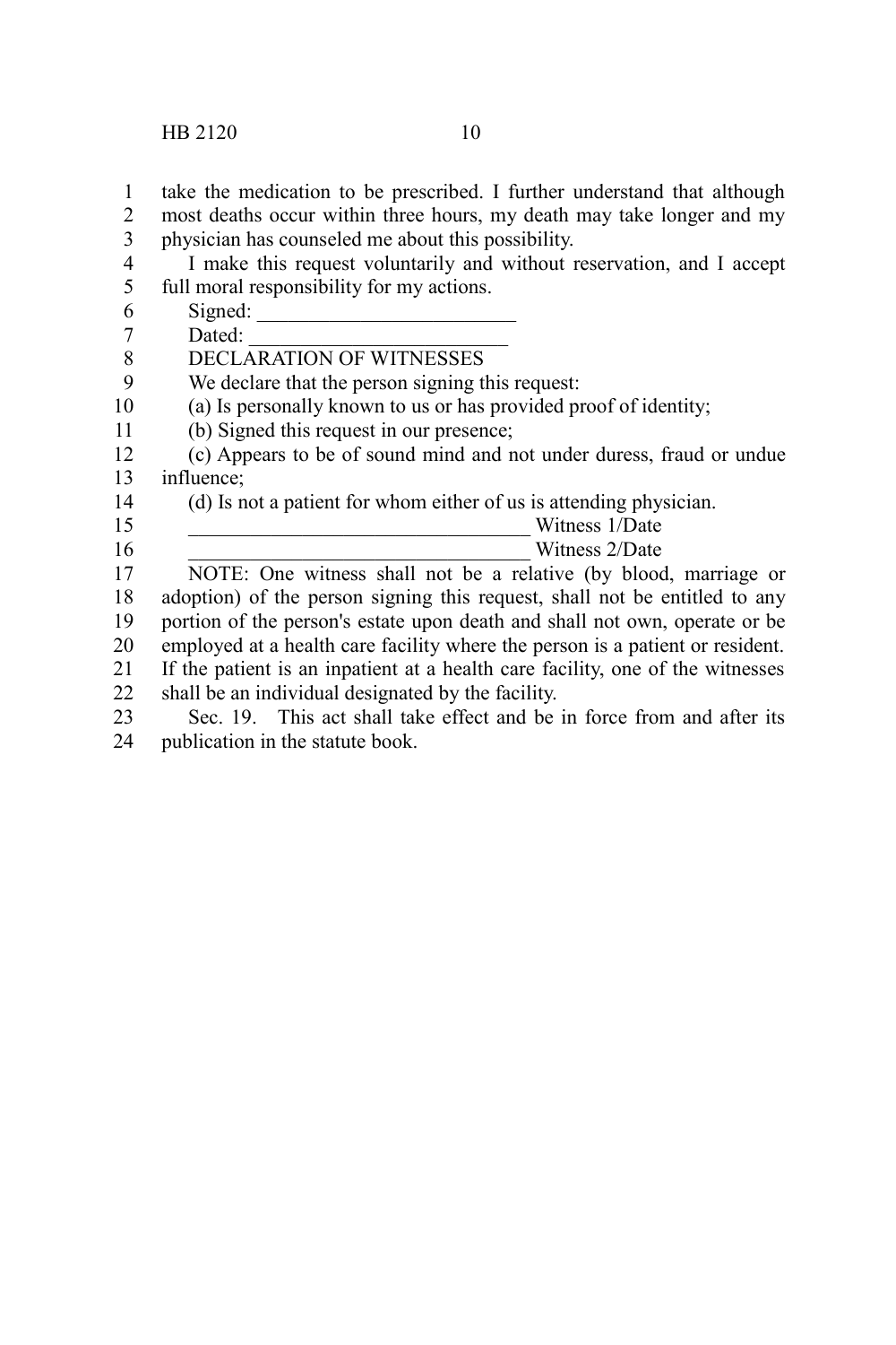take the medication to be prescribed. I further understand that although most deaths occur within three hours, my death may take longer and my physician has counseled me about this possibility.

I make this request voluntarily and without reservation, and I accept full moral responsibility for my actions.

Signed: _________________________

Dated: _________________________

DECLARATION OF WITNESSES

We declare that the person signing this request:

(a) Is personally known to us or has provided proof of identity;

(b) Signed this request in our presence;

(c) Appears to be of sound mind and not under duress, fraud or undue influence;

(d) Is not a patient for whom either of us is attending physician.

_________________________________ Witness 1/Date

_________________________________ Witness 2/Date

NOTE: One witness shall not be a relative (by blood, marriage or adoption) of the person signing this request, shall not be entitled to any portion of the person's estate upon death and shall not own, operate or be employed at a health care facility where the person is a patient or resident. If the patient is an inpatient at a health care facility, one of the witnesses shall be an individual designated by the facility.

Sec. 19. This act shall take effect and be in force from and after its publication in the statute book.